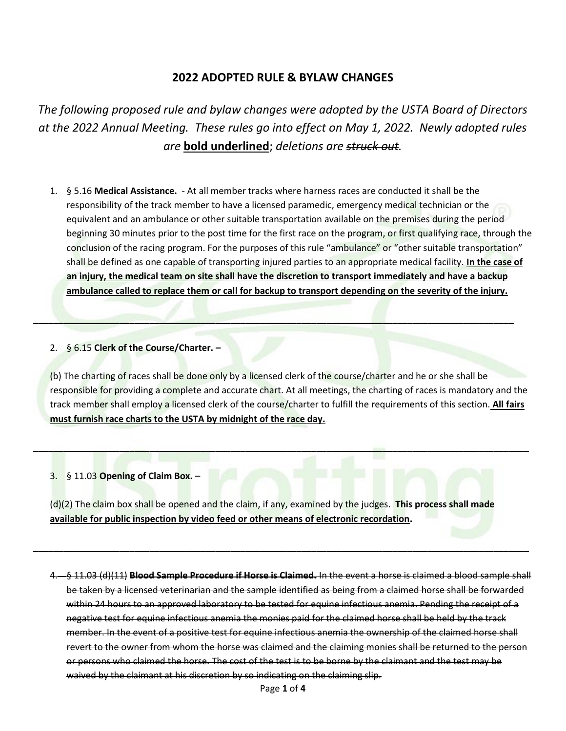# 2022 ADOPTED RULE & BYLAW CHANGES

*The following proposed rule and bylaw changes were adopted by the USTA Board of Directors at the 2022 Annual Meeting. These rules go into effect on May 1, 2022. Newly adopted rules are* **<u>bold underlined</u>**; *deletions are ~~struck out~~.*

1. § 5.16 **Medical Assistance.** - At all member tracks where harness races are conducted it shall be the responsibility of the track member to have a licensed paramedic, emergency medical technician or the equivalent and an ambulance or other suitable transportation available on the premises during the period beginning 30 minutes prior to the post time for the first race on the program, or first qualifying race, through the conclusion of the racing program. For the purposes of this rule "ambulance" or "other suitable transportation" shall be defined as one capable of transporting injured parties to an appropriate medical facility. **<u>In the case of an injury, the medical team on site shall have the discretion to transport immediately and have a backup ambulance called to replace them or call for backup to transport depending on the severity of the injury.</u>**

---

2. § 6.15 **Clerk of the Course/Charter. –**

(b) The charting of races shall be done only by a licensed clerk of the course/charter and he or she shall be responsible for providing a complete and accurate chart. At all meetings, the charting of races is mandatory and the track member shall employ a licensed clerk of the course/charter to fulfill the requirements of this section. **<u>All fairs must furnish race charts to the USTA by midnight of the race day.</u>**

---

3. § 11.03 **Opening of Claim Box.** –

(d)(2) The claim box shall be opened and the claim, if any, examined by the judges. **<u>This process shall made available for public inspection by video feed or other means of electronic recordation</u>.**

---

4. ~~§ 11.03 (d)(11) **Blood Sample Procedure if Horse is Claimed.** In the event a horse is claimed a blood sample shall be taken by a licensed veterinarian and the sample identified as being from a claimed horse shall be forwarded within 24 hours to an approved laboratory to be tested for equine infectious anemia. Pending the receipt of a negative test for equine infectious anemia the monies paid for the claimed horse shall be held by the track member. In the event of a positive test for equine infectious anemia the ownership of the claimed horse shall revert to the owner from whom the horse was claimed and the claiming monies shall be returned to the person or persons who claimed the horse. The cost of the test is to be borne by the claimant and the test may be waived by the claimant at his discretion by so indicating on the claiming slip.~~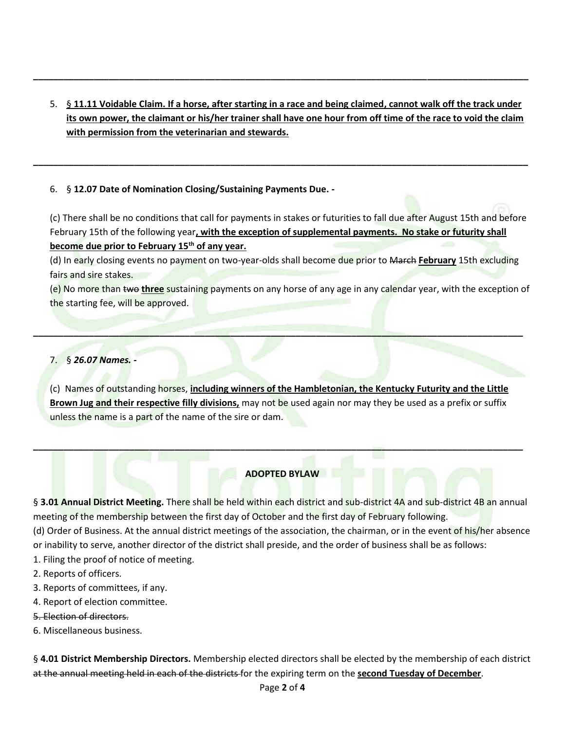---

5. § **11.11 Voidable Claim. If a horse, after starting in a race and being claimed, cannot walk off the track under its own power, the claimant or his/her trainer shall have one hour from off time of the race to void the claim with permission from the veterinarian and stewards.**

---

6. § **12.07 Date of Nomination Closing/Sustaining Payments Due. -**

(c) There shall be no conditions that call for payments in stakes or futurities to fall due after August 15th and before February 15th of the following year**, with the exception of supplemental payments. No stake or futurity shall become due prior to February 15th of any year.**

(d) In early closing events no payment on two-year-olds shall become due prior to ~~March~~ **February** 15th excluding fairs and sire stakes.

(e) No more than ~~two~~ **three** sustaining payments on any horse of any age in any calendar year, with the exception of the starting fee, will be approved.

---

7. § ***26.07 Names. -***

(c) Names of outstanding horses, **including winners of the Hambletonian, the Kentucky Futurity and the Little Brown Jug and their respective filly divisions,** may not be used again nor may they be used as a prefix or suffix unless the name is a part of the name of the sire or dam.

---

**ADOPTED BYLAW**

§ **3.01 Annual District Meeting.** There shall be held within each district and sub-district 4A and sub-district 4B an annual meeting of the membership between the first day of October and the first day of February following.

(d) Order of Business. At the annual district meetings of the association, the chairman, or in the event of his/her absence or inability to serve, another director of the district shall preside, and the order of business shall be as follows:

1. Filing the proof of notice of meeting.
2. Reports of officers.
3. Reports of committees, if any.
4. Report of election committee.
5. ~~Election of directors.~~
6. Miscellaneous business.

§ **4.01 District Membership Directors.** Membership elected directors shall be elected by the membership of each district ~~at the annual meeting held in each of the districts~~ for the expiring term on the **second Tuesday of December**.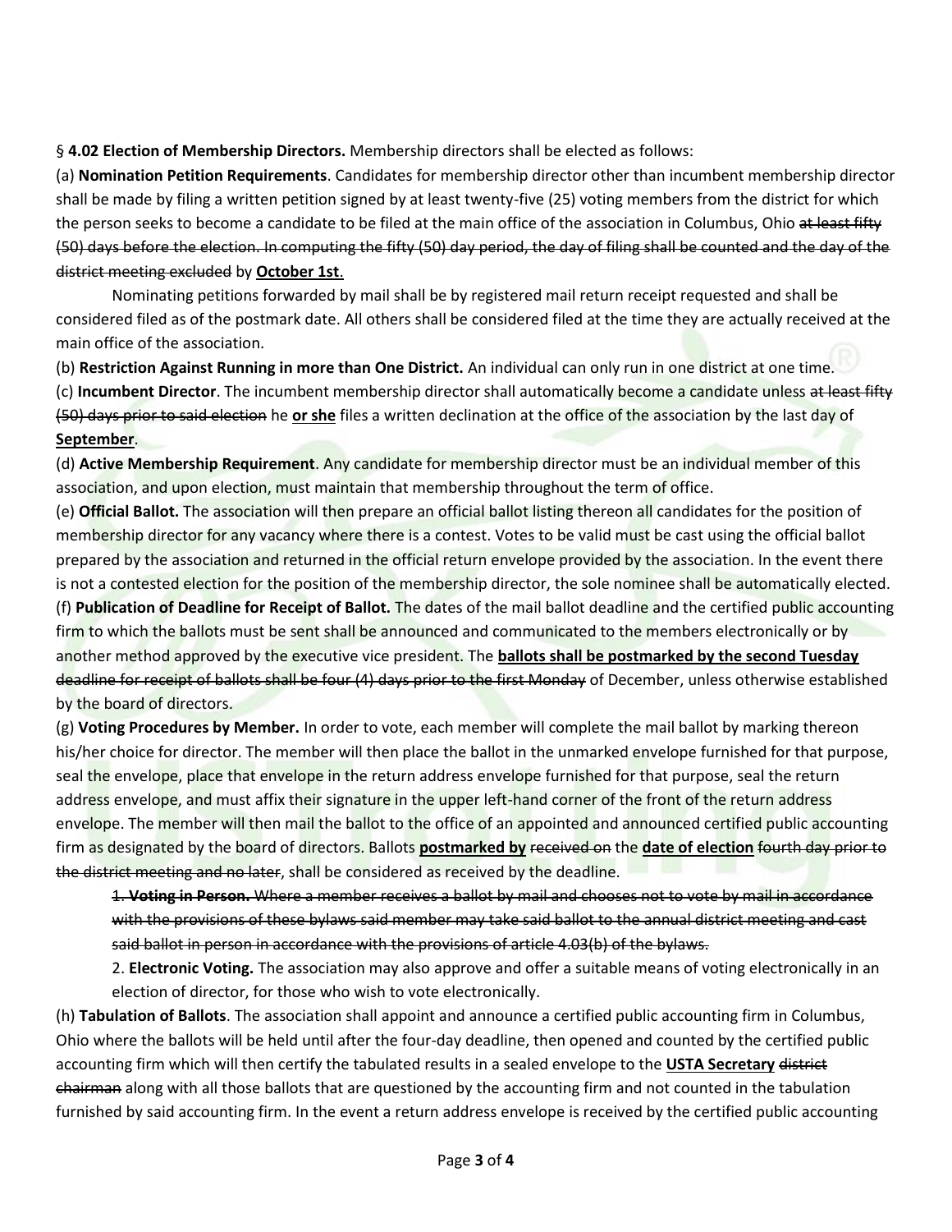§ **4.02 Election of Membership Directors.** Membership directors shall be elected as follows:

(a) **Nomination Petition Requirements**. Candidates for membership director other than incumbent membership director shall be made by filing a written petition signed by at least twenty-five (25) voting members from the district for which the person seeks to become a candidate to be filed at the main office of the association in Columbus, Ohio ~~at least fifty (50) days before the election. In computing the fifty (50) day period, the day of filing shall be counted and the day of the district meeting excluded~~ by **<u>October 1st</u>**.

Nominating petitions forwarded by mail shall be by registered mail return receipt requested and shall be considered filed as of the postmark date. All others shall be considered filed at the time they are actually received at the main office of the association.

(b) **Restriction Against Running in more than One District.** An individual can only run in one district at one time.

(c) **Incumbent Director**. The incumbent membership director shall automatically become a candidate unless ~~at least fifty (50) days prior to said election~~ he **<u>or she</u>** files a written declination at the office of the association by the last day of **<u>September</u>**.

(d) **Active Membership Requirement**. Any candidate for membership director must be an individual member of this association, and upon election, must maintain that membership throughout the term of office.

(e) **Official Ballot.** The association will then prepare an official ballot listing thereon all candidates for the position of membership director for any vacancy where there is a contest. Votes to be valid must be cast using the official ballot prepared by the association and returned in the official return envelope provided by the association. In the event there is not a contested election for the position of the membership director, the sole nominee shall be automatically elected.

(f) **Publication of Deadline for Receipt of Ballot.** The dates of the mail ballot deadline and the certified public accounting firm to which the ballots must be sent shall be announced and communicated to the members electronically or by another method approved by the executive vice president. The **<u>ballots shall be postmarked by the second Tuesday</u>** ~~deadline for receipt of ballots shall be four (4) days prior to the first Monday~~ of December, unless otherwise established by the board of directors.

(g) **Voting Procedures by Member.** In order to vote, each member will complete the mail ballot by marking thereon his/her choice for director. The member will then place the ballot in the unmarked envelope furnished for that purpose, seal the envelope, place that envelope in the return address envelope furnished for that purpose, seal the return address envelope, and must affix their signature in the upper left-hand corner of the front of the return address envelope. The member will then mail the ballot to the office of an appointed and announced certified public accounting firm as designated by the board of directors. Ballots **<u>postmarked by</u>** ~~received on~~ the **<u>date of election</u>** ~~fourth day prior to the district meeting and no later~~, shall be considered as received by the deadline.

> ~~1. **Voting in Person.** Where a member receives a ballot by mail and chooses not to vote by mail in accordance with the provisions of these bylaws said member may take said ballot to the annual district meeting and cast said ballot in person in accordance with the provisions of article 4.03(b) of the bylaws.~~
>
> 2. **Electronic Voting.** The association may also approve and offer a suitable means of voting electronically in an election of director, for those who wish to vote electronically.

(h) **Tabulation of Ballots**. The association shall appoint and announce a certified public accounting firm in Columbus, Ohio where the ballots will be held until after the four-day deadline, then opened and counted by the certified public accounting firm which will then certify the tabulated results in a sealed envelope to the **<u>USTA Secretary</u>** ~~district chairman~~ along with all those ballots that are questioned by the accounting firm and not counted in the tabulation furnished by said accounting firm. In the event a return address envelope is received by the certified public accounting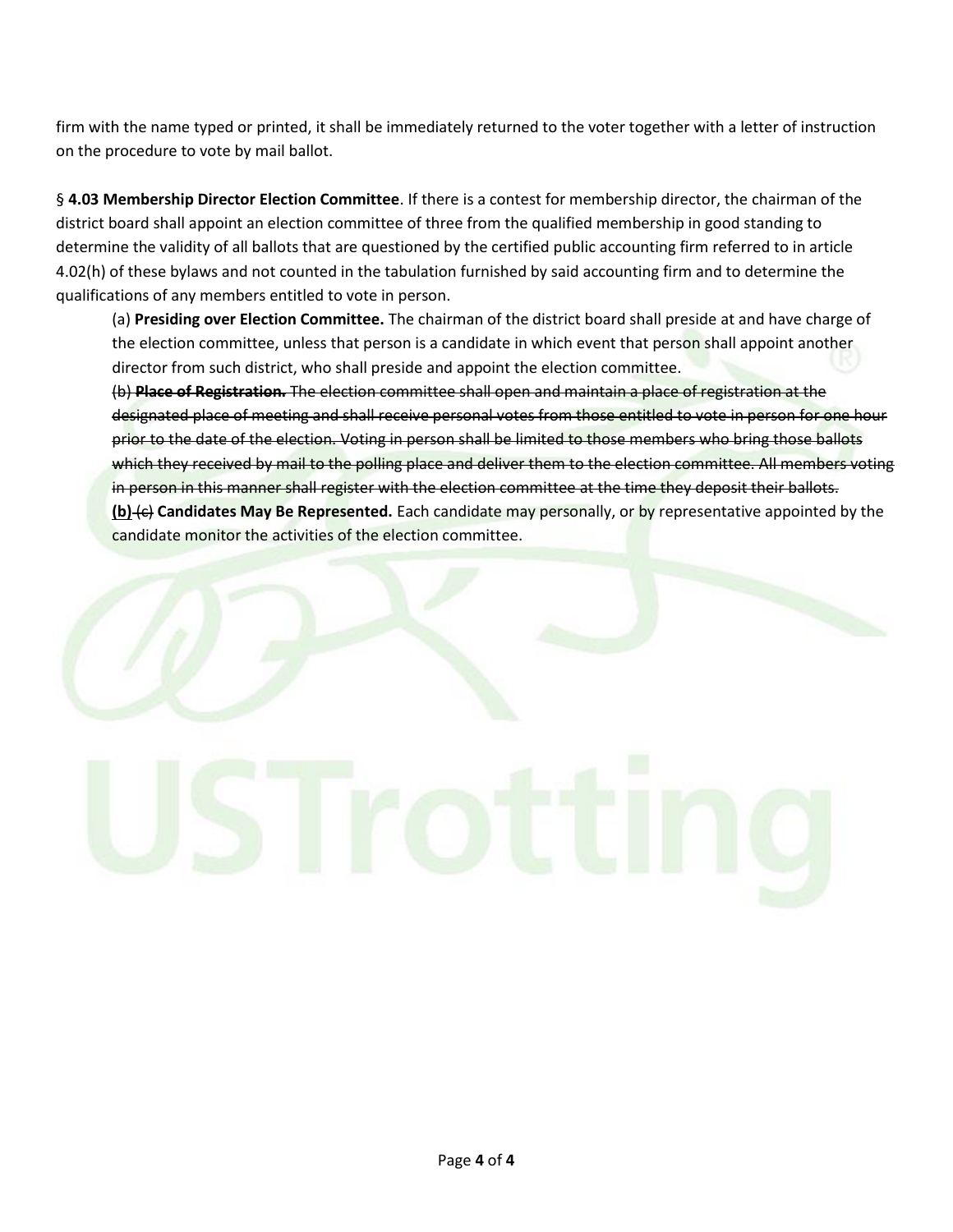firm with the name typed or printed, it shall be immediately returned to the voter together with a letter of instruction on the procedure to vote by mail ballot.

§ **4.03 Membership Director Election Committee**. If there is a contest for membership director, the chairman of the district board shall appoint an election committee of three from the qualified membership in good standing to determine the validity of all ballots that are questioned by the certified public accounting firm referred to in article 4.02(h) of these bylaws and not counted in the tabulation furnished by said accounting firm and to determine the qualifications of any members entitled to vote in person.

(a) **Presiding over Election Committee.** The chairman of the district board shall preside at and have charge of the election committee, unless that person is a candidate in which event that person shall appoint another director from such district, who shall preside and appoint the election committee.

~~(b) **Place of Registration.** The election committee shall open and maintain a place of registration at the designated place of meeting and shall receive personal votes from those entitled to vote in person for one hour prior to the date of the election. Voting in person shall be limited to those members who bring those ballots which they received by mail to the polling place and deliver them to the election committee. All members voting in person in this manner shall register with the election committee at the time they deposit their ballots.~~

**(b)** ~~(c)~~ **Candidates May Be Represented.** Each candidate may personally, or by representative appointed by the candidate monitor the activities of the election committee.